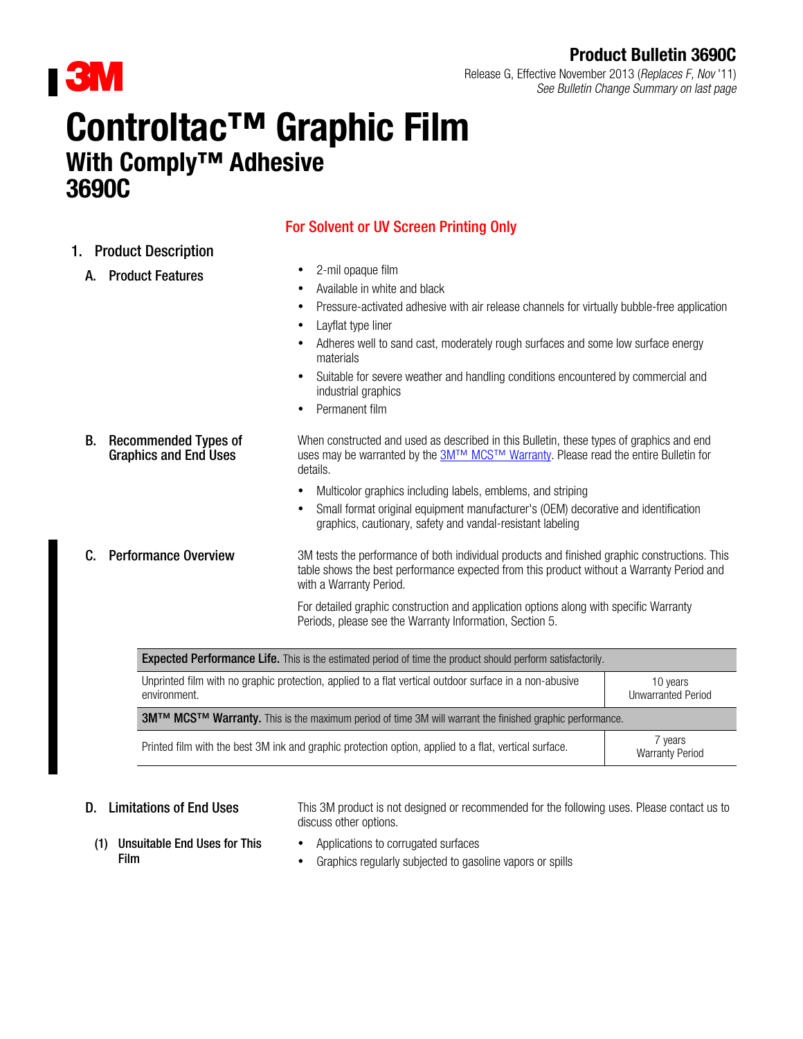**Product Bulletin 3690C**

Release G, Effective November 2013 (*Replaces F, Nov* '11)
*See Bulletin Change Summary on last page*

# Controltac™ Graphic Film
## With Comply™ Adhesive
## 3690C

**For Solvent or UV Screen Printing Only**

## 1. Product Description

### A. Product Features

- 2-mil opaque film
- Available in white and black
- Pressure-activated adhesive with air release channels for virtually bubble-free application
- Layflat type liner
- Adheres well to sand cast, moderately rough surfaces and some low surface energy materials
- Suitable for severe weather and handling conditions encountered by commercial and industrial graphics
- Permanent film

### B. Recommended Types of Graphics and End Uses

When constructed and used as described in this Bulletin, these types of graphics and end uses may be warranted by the 3M™ MCS™ Warranty. Please read the entire Bulletin for details.

- Multicolor graphics including labels, emblems, and striping
- Small format original equipment manufacturer's (OEM) decorative and identification graphics, cautionary, safety and vandal-resistant labeling

### C. Performance Overview

3M tests the performance of both individual products and finished graphic constructions. This table shows the best performance expected from this product without a Warranty Period and with a Warranty Period.

For detailed graphic construction and application options along with specific Warranty Periods, please see the Warranty Information, Section 5.

| **Expected Performance Life.** This is the estimated period of time the product should perform satisfactorily. | |
|---|---|
| Unprinted film with no graphic protection, applied to a flat vertical outdoor surface in a non-abusive environment. | 10 years Unwarranted Period |
| **3M™ MCS™ Warranty.** This is the maximum period of time 3M will warrant the finished graphic performance. | |
| Printed film with the best 3M ink and graphic protection option, applied to a flat, vertical surface. | 7 years Warranty Period |

### D. Limitations of End Uses

This 3M product is not designed or recommended for the following uses. Please contact us to discuss other options.

#### (1) Unsuitable End Uses for This Film

- Applications to corrugated surfaces
- Graphics regularly subjected to gasoline vapors or spills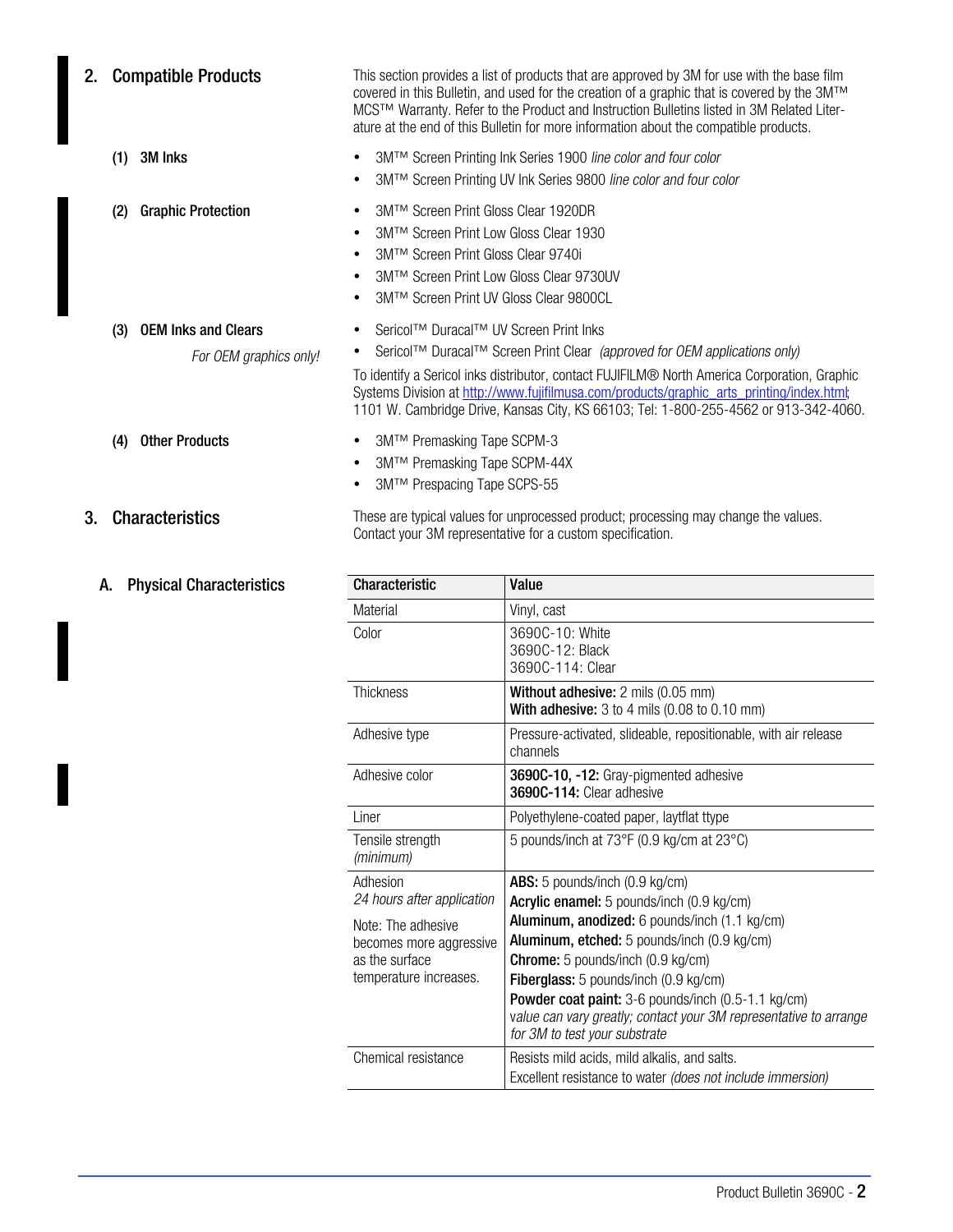## 2. Compatible Products

This section provides a list of products that are approved by 3M for use with the base film covered in this Bulletin, and used for the creation of a graphic that is covered by the 3M™ MCS™ Warranty. Refer to the Product and Instruction Bulletins listed in 3M Related Literature at the end of this Bulletin for more information about the compatible products.

### (1) 3M Inks

- 3M™ Screen Printing Ink Series 1900 *line color and four color*
- 3M™ Screen Printing UV Ink Series 9800 *line color and four color*

### (2) Graphic Protection

- 3M™ Screen Print Gloss Clear 1920DR
- 3M™ Screen Print Low Gloss Clear 1930
- 3M™ Screen Print Gloss Clear 9740i
- 3M™ Screen Print Low Gloss Clear 9730UV
- 3M™ Screen Print UV Gloss Clear 9800CL

### (3) OEM Inks and Clears

*For OEM graphics only!*

- Sericol™ Duracal™ UV Screen Print Inks
- Sericol™ Duracal™ Screen Print Clear *(approved for OEM applications only)*

To identify a Sericol inks distributor, contact FUJIFILM® North America Corporation, Graphic Systems Division at http://www.fujifilmusa.com/products/graphic_arts_printing/index.html; 1101 W. Cambridge Drive, Kansas City, KS 66103; Tel: 1-800-255-4562 or 913-342-4060.

### (4) Other Products

- 3M™ Premasking Tape SCPM-3
- 3M™ Premasking Tape SCPM-44X
- 3M™ Prespacing Tape SCPS-55

## 3. Characteristics

These are typical values for unprocessed product; processing may change the values. Contact your 3M representative for a custom specification.

### A. Physical Characteristics

| Characteristic | Value |
|---|---|
| Material | Vinyl, cast |
| Color | 3690C-10: White<br>3690C-12: Black<br>3690C-114: Clear |
| Thickness | **Without adhesive:** 2 mils (0.05 mm)<br>**With adhesive:** 3 to 4 mils (0.08 to 0.10 mm) |
| Adhesive type | Pressure-activated, slideable, repositionable, with air release channels |
| Adhesive color | **3690C-10, -12:** Gray-pigmented adhesive<br>**3690C-114:** Clear adhesive |
| Liner | Polyethylene-coated paper, laytflat ttype |
| Tensile strength *(minimum)* | 5 pounds/inch at 73°F (0.9 kg/cm at 23°C) |
| Adhesion<br>*24 hours after application*<br>Note: The adhesive becomes more aggressive as the surface temperature increases. | **ABS:** 5 pounds/inch (0.9 kg/cm)<br>**Acrylic enamel:** 5 pounds/inch (0.9 kg/cm)<br>**Aluminum, anodized:** 6 pounds/inch (1.1 kg/cm)<br>**Aluminum, etched:** 5 pounds/inch (0.9 kg/cm)<br>**Chrome:** 5 pounds/inch (0.9 kg/cm)<br>**Fiberglass:** 5 pounds/inch (0.9 kg/cm)<br>**Powder coat paint:** 3-6 pounds/inch (0.5-1.1 kg/cm)<br>*value can vary greatly; contact your 3M representative to arrange for 3M to test your substrate* |
| Chemical resistance | Resists mild acids, mild alkalis, and salts.<br>Excellent resistance to water *(does not include immersion)* |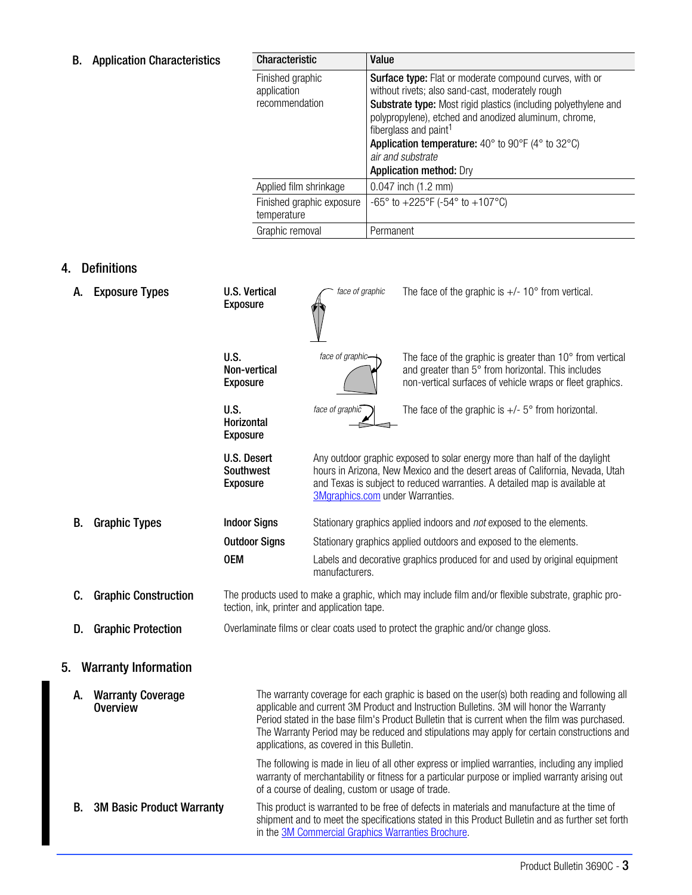### B. Application Characteristics

| Characteristic | Value |
|---|---|
| Finished graphic application recommendation | **Surface type:** Flat or moderate compound curves, with or without rivets; also sand-cast, moderately rough<br>**Substrate type:** Most rigid plastics (including polyethylene and polypropylene), etched and anodized aluminum, chrome, fiberglass and paint[1]<br>**Application temperature:** 40° to 90°F (4° to 32°C)<br>*air and substrate*<br>**Application method:** Dry |
| Applied film shrinkage | 0.047 inch (1.2 mm) |
| Finished graphic exposure temperature | -65° to +225°F (-54° to +107°C) |
| Graphic removal | Permanent |

## 4. Definitions

### A. Exposure Types

**U.S. Vertical Exposure**

*face of graphic*

The face of the graphic is +/- 10° from vertical.

**U.S. Non-vertical Exposure**

*face of graphic*

The face of the graphic is greater than 10° from vertical and greater than 5° from horizontal. This includes non-vertical surfaces of vehicle wraps or fleet graphics.

**U.S. Horizontal Exposure**

*face of graphic*

The face of the graphic is +/- 5° from horizontal.

**U.S. Desert Southwest Exposure**

Any outdoor graphic exposed to solar energy more than half of the daylight hours in Arizona, New Mexico and the desert areas of California, Nevada, Utah and Texas is subject to reduced warranties. A detailed map is available at 3Mgraphics.com under Warranties.

### B. Graphic Types

**Indoor Signs** Stationary graphics applied indoors and *not* exposed to the elements.

**Outdoor Signs** Stationary graphics applied outdoors and exposed to the elements.

**OEM** Labels and decorative graphics produced for and used by original equipment manufacturers.

### C. Graphic Construction

The products used to make a graphic, which may include film and/or flexible substrate, graphic protection, ink, printer and application tape.

### D. Graphic Protection

Overlaminate films or clear coats used to protect the graphic and/or change gloss.

## 5. Warranty Information

### A. Warranty Coverage Overview

The warranty coverage for each graphic is based on the user(s) both reading and following all applicable and current 3M Product and Instruction Bulletins. 3M will honor the Warranty Period stated in the base film's Product Bulletin that is current when the film was purchased. The Warranty Period may be reduced and stipulations may apply for certain constructions and applications, as covered in this Bulletin.

The following is made in lieu of all other express or implied warranties, including any implied warranty of merchantability or fitness for a particular purpose or implied warranty arising out of a course of dealing, custom or usage of trade.

### B. 3M Basic Product Warranty

This product is warranted to be free of defects in materials and manufacture at the time of shipment and to meet the specifications stated in this Product Bulletin and as further set forth in the 3M Commercial Graphics Warranties Brochure.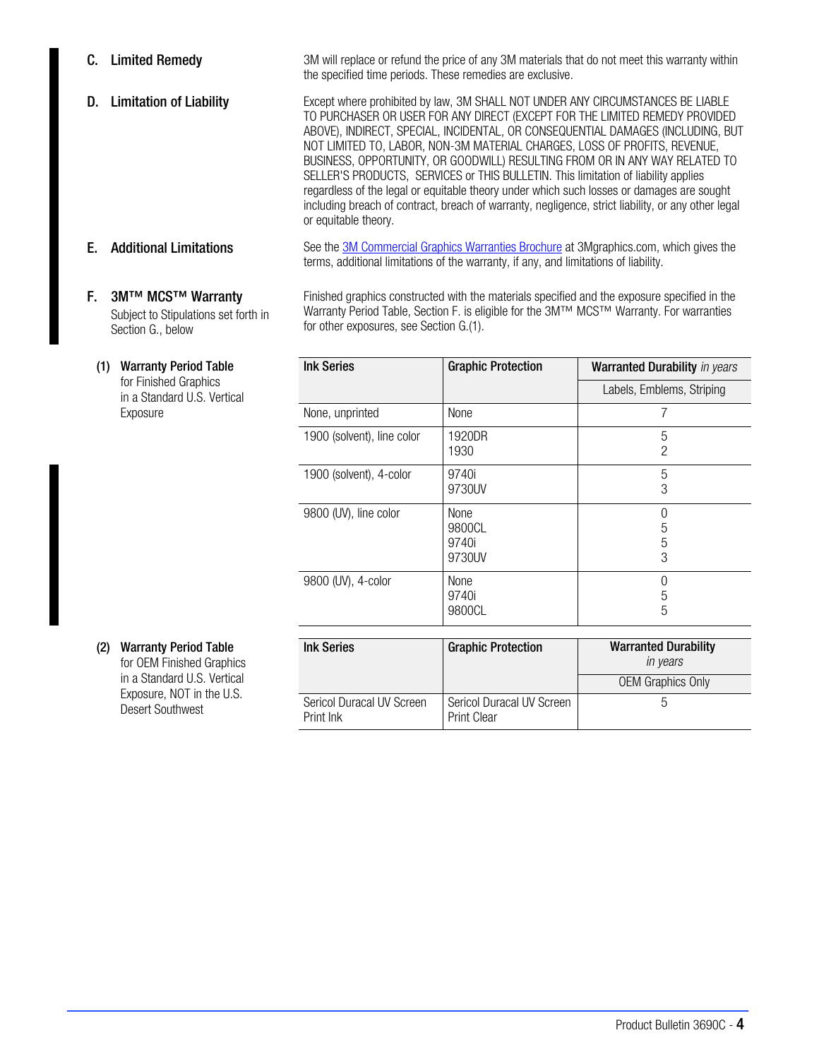### C. Limited Remedy

3M will replace or refund the price of any 3M materials that do not meet this warranty within the specified time periods. These remedies are exclusive.

### D. Limitation of Liability

Except where prohibited by law, 3M SHALL NOT UNDER ANY CIRCUMSTANCES BE LIABLE TO PURCHASER OR USER FOR ANY DIRECT (EXCEPT FOR THE LIMITED REMEDY PROVIDED ABOVE), INDIRECT, SPECIAL, INCIDENTAL, OR CONSEQUENTIAL DAMAGES (INCLUDING, BUT NOT LIMITED TO, LABOR, NON-3M MATERIAL CHARGES, LOSS OF PROFITS, REVENUE, BUSINESS, OPPORTUNITY, OR GOODWILL) RESULTING FROM OR IN ANY WAY RELATED TO SELLER'S PRODUCTS, SERVICES or THIS BULLETIN. This limitation of liability applies regardless of the legal or equitable theory under which such losses or damages are sought including breach of contract, breach of warranty, negligence, strict liability, or any other legal or equitable theory.

### E. Additional Limitations

See the 3M Commercial Graphics Warranties Brochure at 3Mgraphics.com, which gives the terms, additional limitations of the warranty, if any, and limitations of liability.

### F. 3M™ MCS™ Warranty

Subject to Stipulations set forth in Section G., below

Finished graphics constructed with the materials specified and the exposure specified in the Warranty Period Table, Section F. is eligible for the 3M™ MCS™ Warranty. For warranties for other exposures, see Section G.(1).

#### (1) Warranty Period Table for Finished Graphics in a Standard U.S. Vertical Exposure

| Ink Series | Graphic Protection | Warranted Durability *in years* |
|---|---|---|
| | | Labels, Emblems, Striping |
| None, unprinted | None | 7 |
| 1900 (solvent), line color | 1920DR<br>1930 | 5<br>2 |
| 1900 (solvent), 4-color | 9740i<br>9730UV | 5<br>3 |
| 9800 (UV), line color | None<br>9800CL<br>9740i<br>9730UV | 0<br>5<br>5<br>3 |
| 9800 (UV), 4-color | None<br>9740i<br>9800CL | 0<br>5<br>5 |

#### (2) Warranty Period Table for OEM Finished Graphics in a Standard U.S. Vertical Exposure, NOT in the U.S. Desert Southwest

| Ink Series | Graphic Protection | Warranted Durability *in years* |
|---|---|---|
| | | OEM Graphics Only |
| Sericol Duracal UV Screen Print Ink | Sericol Duracal UV Screen Print Clear | 5 |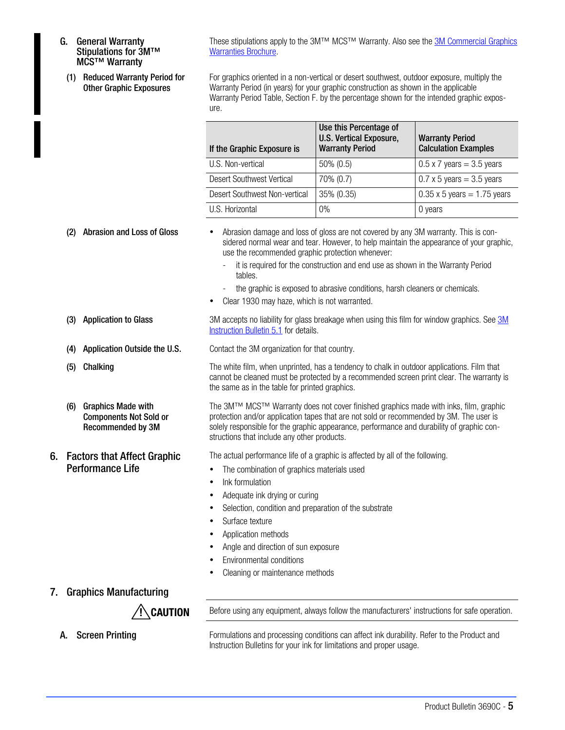### G. General Warranty Stipulations for 3M™ MCS™ Warranty

These stipulations apply to the 3M™ MCS™ Warranty. Also see the 3M Commercial Graphics Warranties Brochure.

#### (1) Reduced Warranty Period for Other Graphic Exposures

For graphics oriented in a non-vertical or desert southwest, outdoor exposure, multiply the Warranty Period (in years) for your graphic construction as shown in the applicable Warranty Period Table, Section F. by the percentage shown for the intended graphic exposure.

| If the Graphic Exposure is | Use this Percentage of U.S. Vertical Exposure, Warranty Period | Warranty Period Calculation Examples |
|---|---|---|
| U.S. Non-vertical | 50% (0.5) | 0.5 x 7 years = 3.5 years |
| Desert Southwest Vertical | 70% (0.7) | 0.7 x 5 years = 3.5 years |
| Desert Southwest Non-vertical | 35% (0.35) | 0.35 x 5 years = 1.75 years |
| U.S. Horizontal | 0% | 0 years |

#### (2) Abrasion and Loss of Gloss

- Abrasion damage and loss of gloss are not covered by any 3M warranty. This is considered normal wear and tear. However, to help maintain the appearance of your graphic, use the recommended graphic protection whenever:
  - it is required for the construction and end use as shown in the Warranty Period tables.
  - the graphic is exposed to abrasive conditions, harsh cleaners or chemicals.
- Clear 1930 may haze, which is not warranted.

#### (3) Application to Glass

3M accepts no liability for glass breakage when using this film for window graphics. See 3M Instruction Bulletin 5.1 for details.

#### (4) Application Outside the U.S.

Contact the 3M organization for that country.

#### (5) Chalking

The white film, when unprinted, has a tendency to chalk in outdoor applications. Film that cannot be cleaned must be protected by a recommended screen print clear. The warranty is the same as in the table for printed graphics.

#### (6) Graphics Made with Components Not Sold or Recommended by 3M

The 3M™ MCS™ Warranty does not cover finished graphics made with inks, film, graphic protection and/or application tapes that are not sold or recommended by 3M. The user is solely responsible for the graphic appearance, performance and durability of graphic constructions that include any other products.

## 6. Factors that Affect Graphic Performance Life

The actual performance life of a graphic is affected by all of the following.

- The combination of graphics materials used
- Ink formulation
- Adequate ink drying or curing
- Selection, condition and preparation of the substrate
- Surface texture
- Application methods
- Angle and direction of sun exposure
- Environmental conditions
- Cleaning or maintenance methods

## 7. Graphics Manufacturing

**⚠ CAUTION** Before using any equipment, always follow the manufacturers' instructions for safe operation.

### A. Screen Printing

Formulations and processing conditions can affect ink durability. Refer to the Product and Instruction Bulletins for your ink for limitations and proper usage.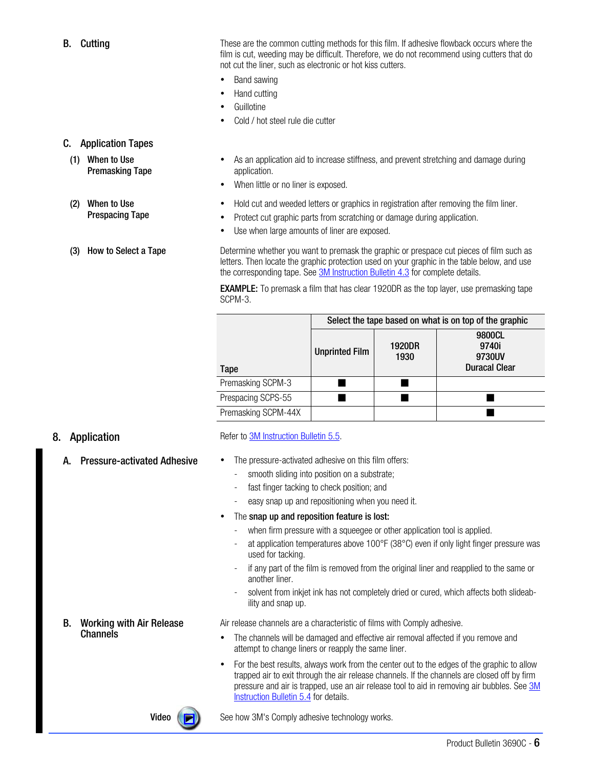### B. Cutting

These are the common cutting methods for this film. If adhesive flowback occurs where the film is cut, weeding may be difficult. Therefore, we do not recommend using cutters that do not cut the liner, such as electronic or hot kiss cutters.

- Band sawing
- Hand cutting
- Guillotine
- Cold / hot steel rule die cutter

### C. Application Tapes

#### (1) When to Use Premasking Tape

- As an application aid to increase stiffness, and prevent stretching and damage during application.
- When little or no liner is exposed.

#### (2) When to Use Prespacing Tape

- Hold cut and weeded letters or graphics in registration after removing the film liner.
- Protect cut graphic parts from scratching or damage during application.
- Use when large amounts of liner are exposed.

#### (3) How to Select a Tape

Determine whether you want to premask the graphic or prespace cut pieces of film such as letters. Then locate the graphic protection used on your graphic in the table below, and use the corresponding tape. See 3M Instruction Bulletin 4.3 for complete details.

**EXAMPLE:** To premask a film that has clear 1920DR as the top layer, use premasking tape SCPM-3.

| Tape | Select the tape based on what is on top of the graphic | | |
|---|---|---|---|
| | Unprinted Film | 1920DR 1930 | 9800CL 9740i 9730UV Duracal Clear |
| Premasking SCPM-3 | ■ | ■ | |
| Prespacing SCPS-55 | ■ | ■ | ■ |
| Premasking SCPM-44X | | | ■ |

## 8. Application

Refer to 3M Instruction Bulletin 5.5.

### A. Pressure-activated Adhesive

- The pressure-activated adhesive on this film offers:
  - smooth sliding into position on a substrate;
  - fast finger tacking to check position; and
  - easy snap up and repositioning when you need it.
- The **snap up and reposition feature is lost:**
  - when firm pressure with a squeegee or other application tool is applied.
  - at application temperatures above 100°F (38°C) even if only light finger pressure was used for tacking.
  - if any part of the film is removed from the original liner and reapplied to the same or another liner.
  - solvent from inkjet ink has not completely dried or cured, which affects both slideability and snap up.

### B. Working with Air Release Channels

Air release channels are a characteristic of films with Comply adhesive.

- The channels will be damaged and effective air removal affected if you remove and attempt to change liners or reapply the same liner.
- For the best results, always work from the center out to the edges of the graphic to allow trapped air to exit through the air release channels. If the channels are closed off by firm pressure and air is trapped, use an air release tool to aid in removing air bubbles. See 3M Instruction Bulletin 5.4 for details.

**Video**

See how 3M's Comply adhesive technology works.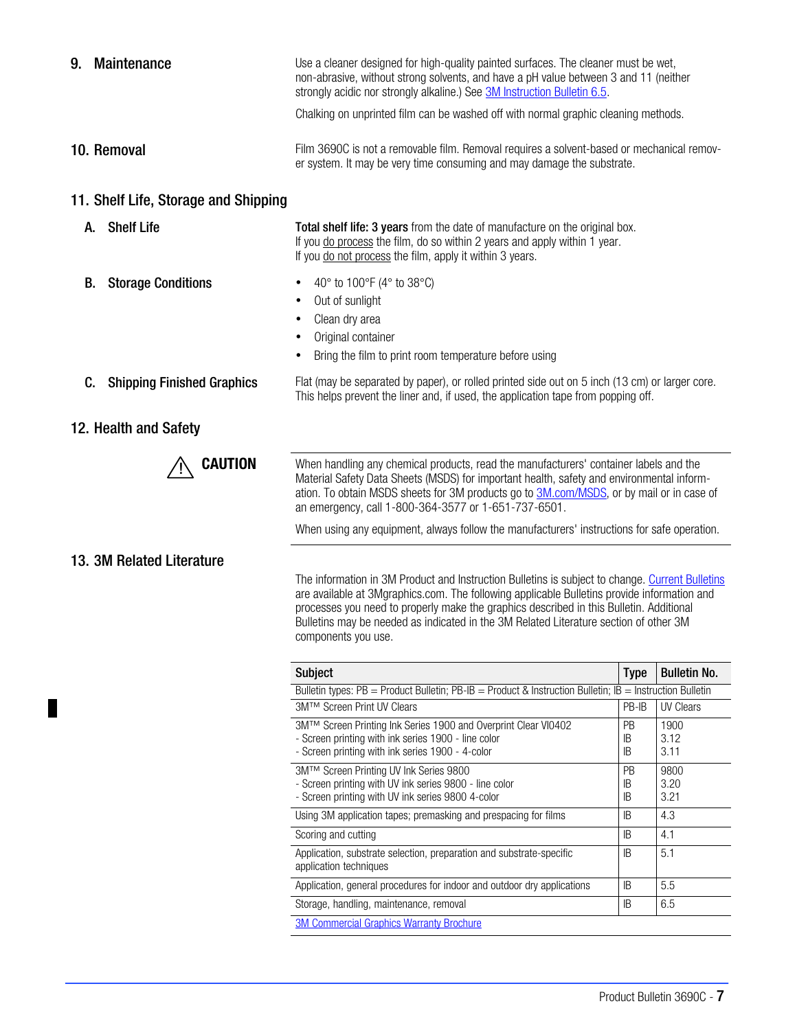## 9. Maintenance

Use a cleaner designed for high-quality painted surfaces. The cleaner must be wet, non-abrasive, without strong solvents, and have a pH value between 3 and 11 (neither strongly acidic nor strongly alkaline.) See 3M Instruction Bulletin 6.5.

Chalking on unprinted film can be washed off with normal graphic cleaning methods.

## 10. Removal

Film 3690C is not a removable film. Removal requires a solvent-based or mechanical remover system. It may be very time consuming and may damage the substrate.

## 11. Shelf Life, Storage and Shipping

### A. Shelf Life

**Total shelf life: 3 years** from the date of manufacture on the original box.
If you do process the film, do so within 2 years and apply within 1 year.
If you do not process the film, apply it within 3 years.

### B. Storage Conditions

- 40° to 100°F (4° to 38°C)
- Out of sunlight
- Clean dry area
- Original container
- Bring the film to print room temperature before using

### C. Shipping Finished Graphics

Flat (may be separated by paper), or rolled printed side out on 5 inch (13 cm) or larger core. This helps prevent the liner and, if used, the application tape from popping off.

## 12. Health and Safety

**⚠ CAUTION**

When handling any chemical products, read the manufacturers' container labels and the Material Safety Data Sheets (MSDS) for important health, safety and environmental information. To obtain MSDS sheets for 3M products go to 3M.com/MSDS, or by mail or in case of an emergency, call 1-800-364-3577 or 1-651-737-6501.

When using any equipment, always follow the manufacturers' instructions for safe operation.

## 13. 3M Related Literature

The information in 3M Product and Instruction Bulletins is subject to change. Current Bulletins are available at 3Mgraphics.com. The following applicable Bulletins provide information and processes you need to properly make the graphics described in this Bulletin. Additional Bulletins may be needed as indicated in the 3M Related Literature section of other 3M components you use.

| Subject | Type | Bulletin No. |
|---|---|---|
| Bulletin types: PB = Product Bulletin; PB-IB = Product & Instruction Bulletin; IB = Instruction Bulletin | | |
| 3M™ Screen Print UV Clears | PB-IB | UV Clears |
| 3M™ Screen Printing Ink Series 1900 and Overprint Clear VI0402<br>- Screen printing with ink series 1900 - line color<br>- Screen printing with ink series 1900 - 4-color | PB<br>IB<br>IB | 1900<br>3.12<br>3.11 |
| 3M™ Screen Printing UV Ink Series 9800<br>- Screen printing with UV ink series 9800 - line color<br>- Screen printing with UV ink series 9800 4-color | PB<br>IB<br>IB | 9800<br>3.20<br>3.21 |
| Using 3M application tapes; premasking and prespacing for films | IB | 4.3 |
| Scoring and cutting | IB | 4.1 |
| Application, substrate selection, preparation and substrate-specific application techniques | IB | 5.1 |
| Application, general procedures for indoor and outdoor dry applications | IB | 5.5 |
| Storage, handling, maintenance, removal | IB | 6.5 |
| 3M Commercial Graphics Warranty Brochure | | |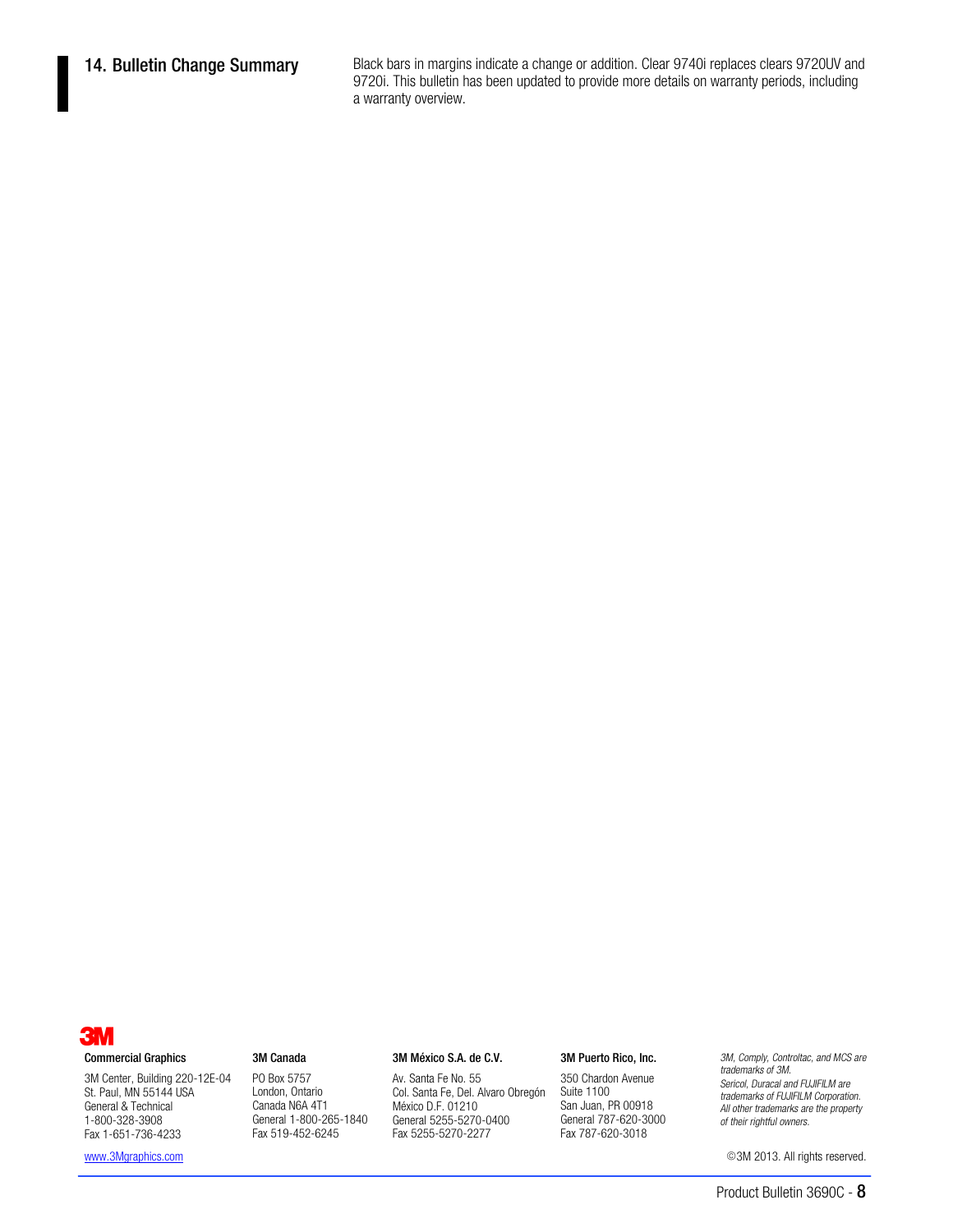## 14. Bulletin Change Summary

Black bars in margins indicate a change or addition. Clear 9740i replaces clears 9720UV and 9720i. This bulletin has been updated to provide more details on warranty periods, including a warranty overview.

3M

**Commercial Graphics**
3M Center, Building 220-12E-04
St. Paul, MN 55144 USA
General & Technical
1-800-328-3908
Fax 1-651-736-4233

www.3Mgraphics.com

**3M Canada**
PO Box 5757
London, Ontario
Canada N6A 4T1
General 1-800-265-1840
Fax 519-452-6245

**3M México S.A. de C.V.**
Av. Santa Fe No. 55
Col. Santa Fe, Del. Alvaro Obregón
México D.F. 01210
General 5255-5270-0400
Fax 5255-5270-2277

**3M Puerto Rico, Inc.**
350 Chardon Avenue
Suite 1100
San Juan, PR 00918
General 787-620-3000
Fax 787-620-3018

*3M, Comply, Controltac, and MCS are trademarks of 3M.*
*Sericol, Duracal and FUJIFILM are trademarks of FUJIFILM Corporation.*
*All other trademarks are the property of their rightful owners.*

©3M 2013. All rights reserved.

Product Bulletin 3690C - 8